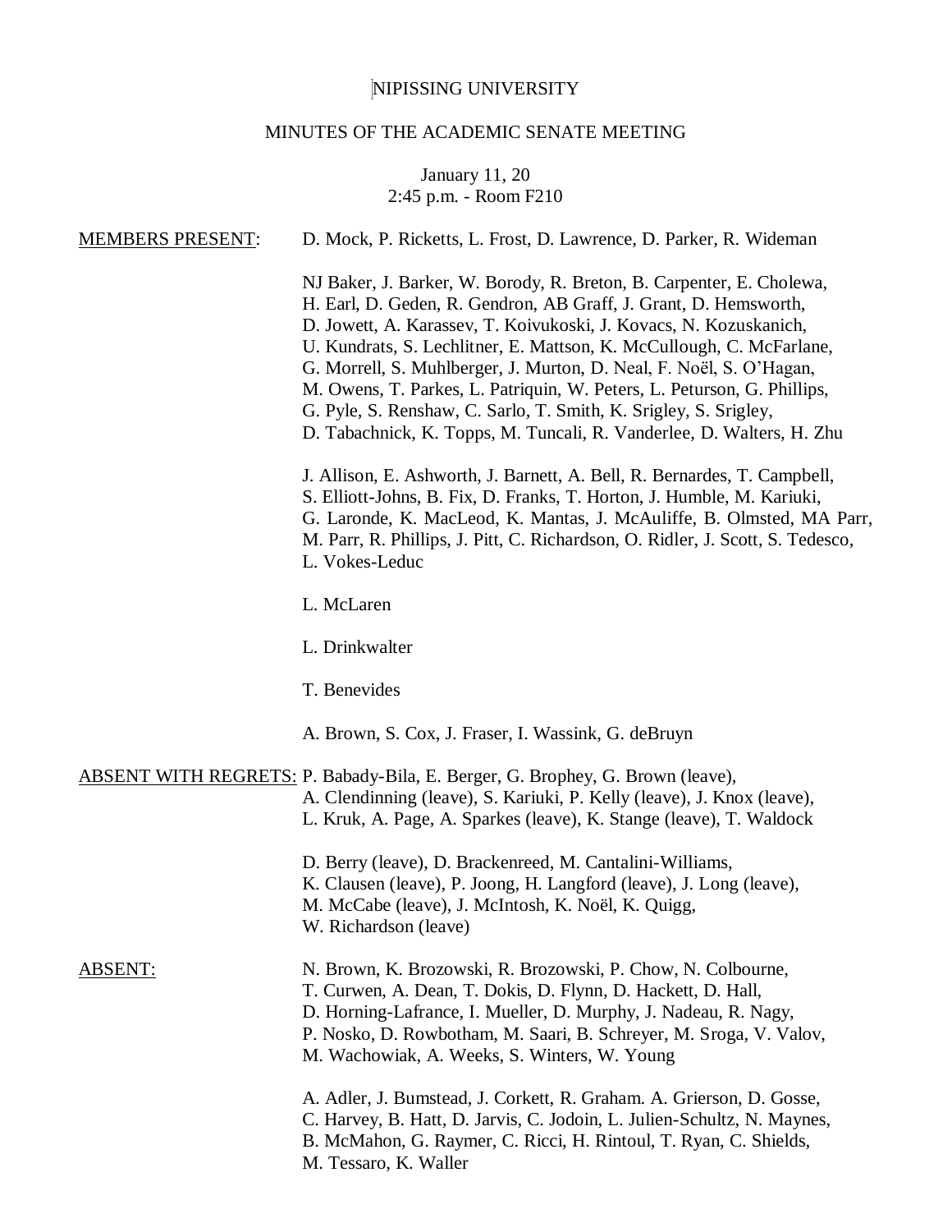NIPISSING UNIVERSITY

MINUTES OF THE ACADEMIC SENATE MEETING

January 11, 20
2:45 p.m. - Room F210

MEMBERS PRESENT: D. Mock, P. Ricketts, L. Frost, D. Lawrence, D. Parker, R. Wideman

NJ Baker, J. Barker, W. Borody, R. Breton, B. Carpenter, E. Cholewa, H. Earl, D. Geden, R. Gendron, AB Graff, J. Grant, D. Hemsworth, D. Jowett, A. Karassev, T. Koivukoski, J. Kovacs, N. Kozuskanich, U. Kundrats, S. Lechlitner, E. Mattson, K. McCullough, C. McFarlane, G. Morrell, S. Muhlberger, J. Murton, D. Neal, F. Noël, S. O'Hagan, M. Owens, T. Parkes, L. Patriquin, W. Peters, L. Peturson, G. Phillips, G. Pyle, S. Renshaw, C. Sarlo, T. Smith, K. Srigley, S. Srigley, D. Tabachnick, K. Topps, M. Tuncali, R. Vanderlee, D. Walters, H. Zhu

J. Allison, E. Ashworth, J. Barnett, A. Bell, R. Bernardes, T. Campbell, S. Elliott-Johns, B. Fix, D. Franks, T. Horton, J. Humble, M. Kariuki, G. Laronde, K. MacLeod, K. Mantas, J. McAuliffe, B. Olmsted, MA Parr, M. Parr, R. Phillips, J. Pitt, C. Richardson, O. Ridler, J. Scott, S. Tedesco, L. Vokes-Leduc

L. McLaren

L. Drinkwalter

T. Benevides

A. Brown, S. Cox, J. Fraser, I. Wassink, G. deBruyn

ABSENT WITH REGRETS: P. Babady-Bila, E. Berger, G. Brophey, G. Brown (leave), A. Clendinning (leave), S. Kariuki, P. Kelly (leave), J. Knox (leave), L. Kruk, A. Page, A. Sparkes (leave), K. Stange (leave), T. Waldock

D. Berry (leave), D. Brackenreed, M. Cantalini-Williams, K. Clausen (leave), P. Joong, H. Langford (leave), J. Long (leave), M. McCabe (leave), J. McIntosh, K. Noël, K. Quigg, W. Richardson (leave)

ABSENT: N. Brown, K. Brozowski, R. Brozowski, P. Chow, N. Colbourne, T. Curwen, A. Dean, T. Dokis, D. Flynn, D. Hackett, D. Hall, D. Horning-Lafrance, I. Mueller, D. Murphy, J. Nadeau, R. Nagy, P. Nosko, D. Rowbotham, M. Saari, B. Schreyer, M. Sroga, V. Valov, M. Wachowiak, A. Weeks, S. Winters, W. Young

A. Adler, J. Bumstead, J. Corkett, R. Graham. A. Grierson, D. Gosse, C. Harvey, B. Hatt, D. Jarvis, C. Jodoin, L. Julien-Schultz, N. Maynes, B. McMahon, G. Raymer, C. Ricci, H. Rintoul, T. Ryan, C. Shields, M. Tessaro, K. Waller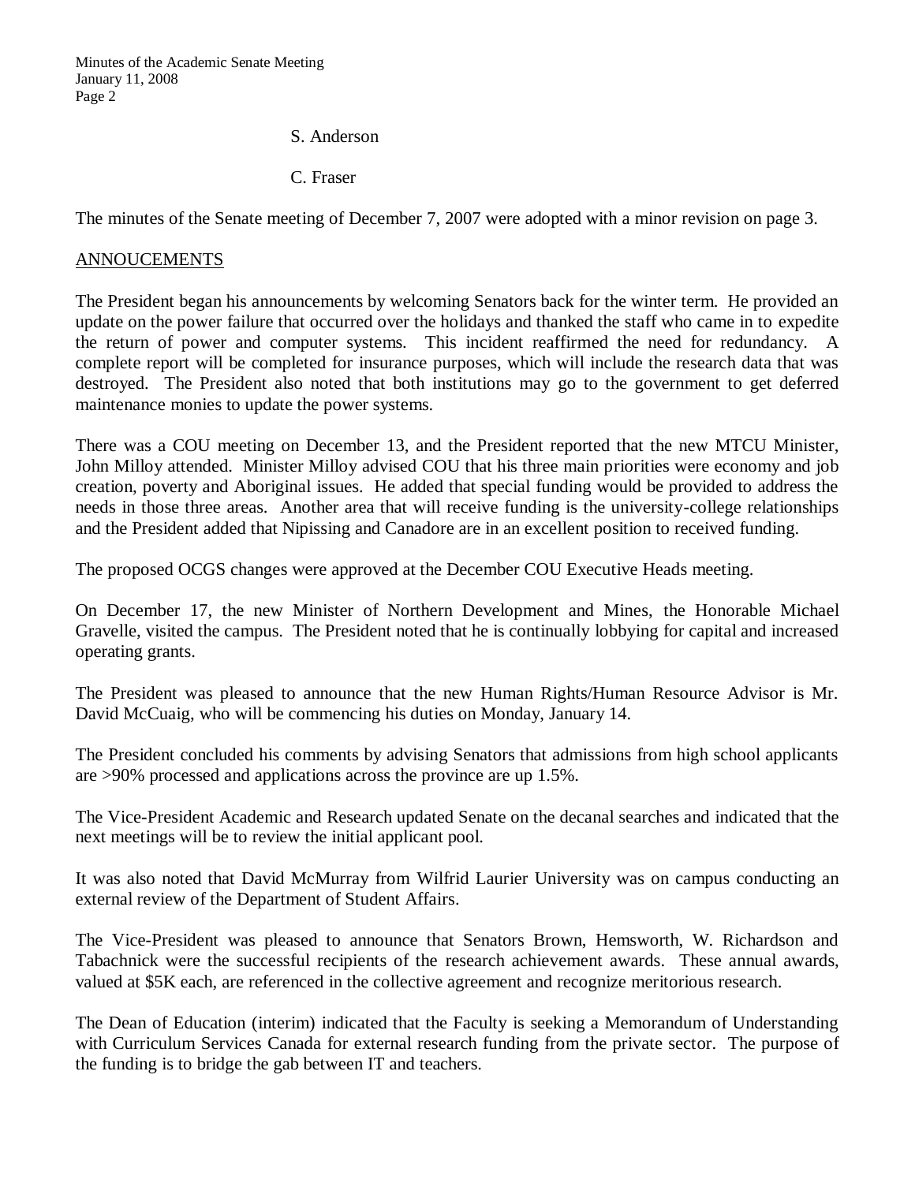S. Anderson

C. Fraser

The minutes of the Senate meeting of December 7, 2007 were adopted with a minor revision on page 3.

## ANNOUCEMENTS

The President began his announcements by welcoming Senators back for the winter term. He provided an update on the power failure that occurred over the holidays and thanked the staff who came in to expedite the return of power and computer systems. This incident reaffirmed the need for redundancy. A complete report will be completed for insurance purposes, which will include the research data that was destroyed. The President also noted that both institutions may go to the government to get deferred maintenance monies to update the power systems.

There was a COU meeting on December 13, and the President reported that the new MTCU Minister, John Milloy attended. Minister Milloy advised COU that his three main priorities were economy and job creation, poverty and Aboriginal issues. He added that special funding would be provided to address the needs in those three areas. Another area that will receive funding is the university-college relationships and the President added that Nipissing and Canadore are in an excellent position to received funding.

The proposed OCGS changes were approved at the December COU Executive Heads meeting.

On December 17, the new Minister of Northern Development and Mines, the Honorable Michael Gravelle, visited the campus. The President noted that he is continually lobbying for capital and increased operating grants.

The President was pleased to announce that the new Human Rights/Human Resource Advisor is Mr. David McCuaig, who will be commencing his duties on Monday, January 14.

The President concluded his comments by advising Senators that admissions from high school applicants are >90% processed and applications across the province are up 1.5%.

The Vice-President Academic and Research updated Senate on the decanal searches and indicated that the next meetings will be to review the initial applicant pool.

It was also noted that David McMurray from Wilfrid Laurier University was on campus conducting an external review of the Department of Student Affairs.

The Vice-President was pleased to announce that Senators Brown, Hemsworth, W. Richardson and Tabachnick were the successful recipients of the research achievement awards. These annual awards, valued at $5K each, are referenced in the collective agreement and recognize meritorious research.

The Dean of Education (interim) indicated that the Faculty is seeking a Memorandum of Understanding with Curriculum Services Canada for external research funding from the private sector. The purpose of the funding is to bridge the gab between IT and teachers.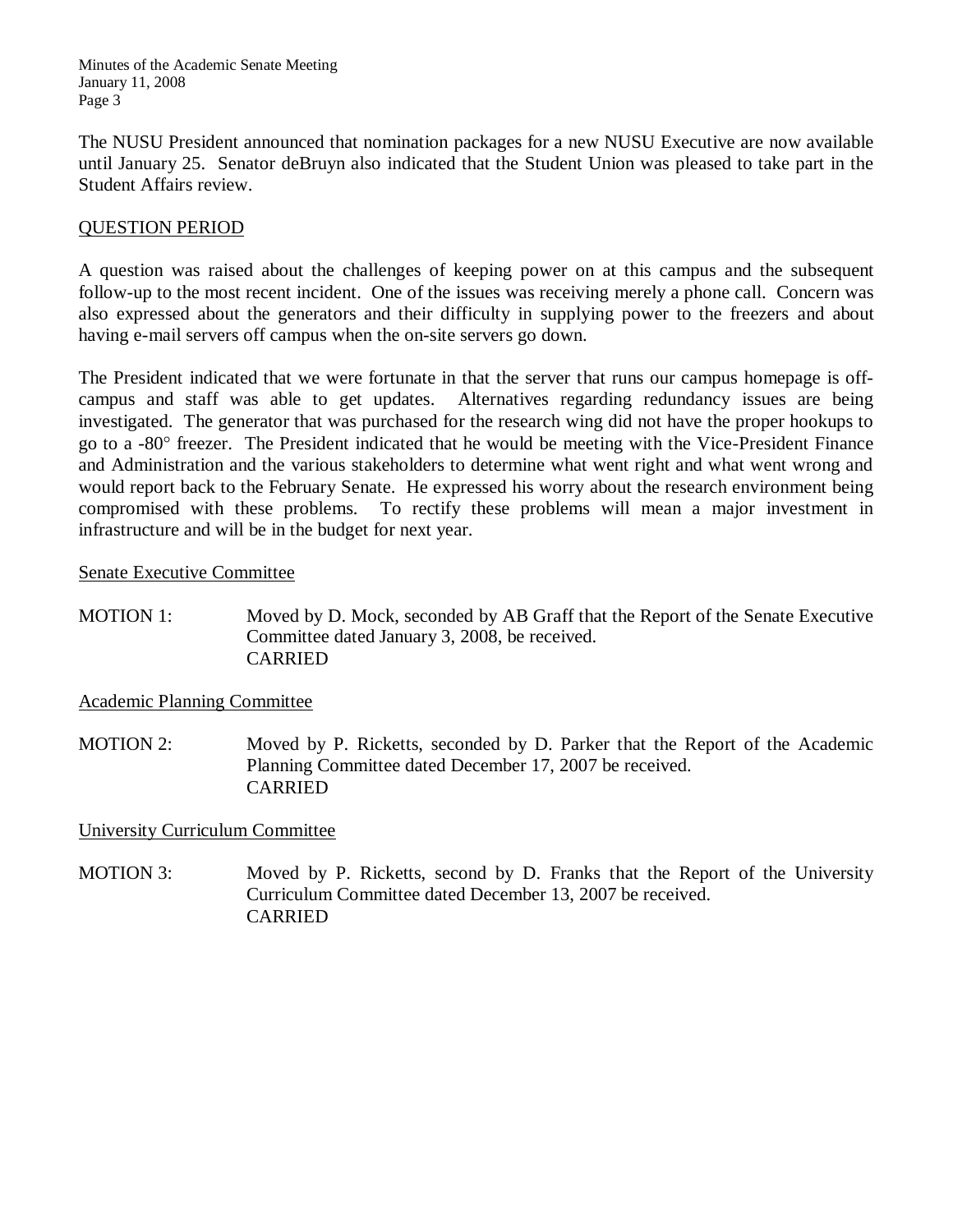The NUSU President announced that nomination packages for a new NUSU Executive are now available until January 25. Senator deBruyn also indicated that the Student Union was pleased to take part in the Student Affairs review.

## QUESTION PERIOD

A question was raised about the challenges of keeping power on at this campus and the subsequent follow-up to the most recent incident. One of the issues was receiving merely a phone call. Concern was also expressed about the generators and their difficulty in supplying power to the freezers and about having e-mail servers off campus when the on-site servers go down.

The President indicated that we were fortunate in that the server that runs our campus homepage is off-campus and staff was able to get updates. Alternatives regarding redundancy issues are being investigated. The generator that was purchased for the research wing did not have the proper hookups to go to a -80° freezer. The President indicated that he would be meeting with the Vice-President Finance and Administration and the various stakeholders to determine what went right and what went wrong and would report back to the February Senate. He expressed his worry about the research environment being compromised with these problems. To rectify these problems will mean a major investment in infrastructure and will be in the budget for next year.

### Senate Executive Committee

MOTION 1: Moved by D. Mock, seconded by AB Graff that the Report of the Senate Executive Committee dated January 3, 2008, be received.
CARRIED

### Academic Planning Committee

MOTION 2: Moved by P. Ricketts, seconded by D. Parker that the Report of the Academic Planning Committee dated December 17, 2007 be received.
CARRIED

### University Curriculum Committee

MOTION 3: Moved by P. Ricketts, second by D. Franks that the Report of the University Curriculum Committee dated December 13, 2007 be received.
CARRIED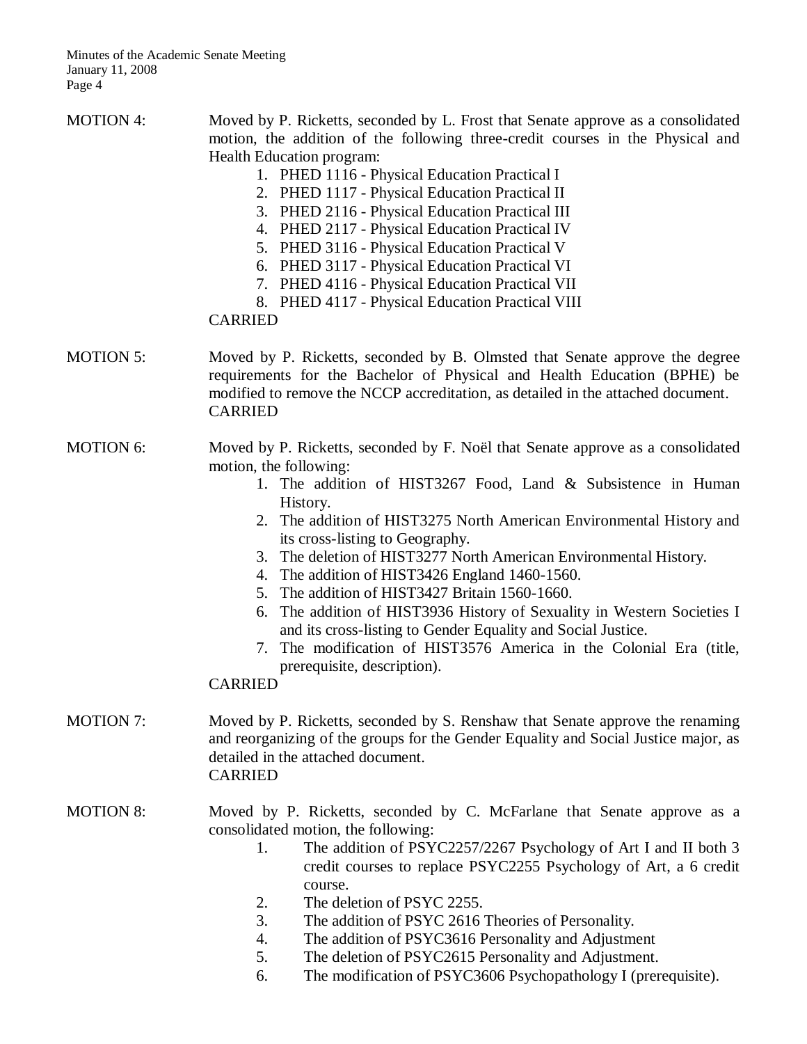MOTION 4: Moved by P. Ricketts, seconded by L. Frost that Senate approve as a consolidated motion, the addition of the following three-credit courses in the Physical and Health Education program:

1. PHED 1116 - Physical Education Practical I
2. PHED 1117 - Physical Education Practical II
3. PHED 2116 - Physical Education Practical III
4. PHED 2117 - Physical Education Practical IV
5. PHED 3116 - Physical Education Practical V
6. PHED 3117 - Physical Education Practical VI
7. PHED 4116 - Physical Education Practical VII
8. PHED 4117 - Physical Education Practical VIII

CARRIED

MOTION 5: Moved by P. Ricketts, seconded by B. Olmsted that Senate approve the degree requirements for the Bachelor of Physical and Health Education (BPHE) be modified to remove the NCCP accreditation, as detailed in the attached document.
CARRIED

MOTION 6: Moved by P. Ricketts, seconded by F. Noël that Senate approve as a consolidated motion, the following:

1. The addition of HIST3267 Food, Land & Subsistence in Human History.
2. The addition of HIST3275 North American Environmental History and its cross-listing to Geography.
3. The deletion of HIST3277 North American Environmental History.
4. The addition of HIST3426 England 1460-1560.
5. The addition of HIST3427 Britain 1560-1660.
6. The addition of HIST3936 History of Sexuality in Western Societies I and its cross-listing to Gender Equality and Social Justice.
7. The modification of HIST3576 America in the Colonial Era (title, prerequisite, description).

CARRIED

MOTION 7: Moved by P. Ricketts, seconded by S. Renshaw that Senate approve the renaming and reorganizing of the groups for the Gender Equality and Social Justice major, as detailed in the attached document.
CARRIED

MOTION 8: Moved by P. Ricketts, seconded by C. McFarlane that Senate approve as a consolidated motion, the following:

1. The addition of PSYC2257/2267 Psychology of Art I and II both 3 credit courses to replace PSYC2255 Psychology of Art, a 6 credit course.
2. The deletion of PSYC 2255.
3. The addition of PSYC 2616 Theories of Personality.
4. The addition of PSYC3616 Personality and Adjustment
5. The deletion of PSYC2615 Personality and Adjustment.
6. The modification of PSYC3606 Psychopathology I (prerequisite).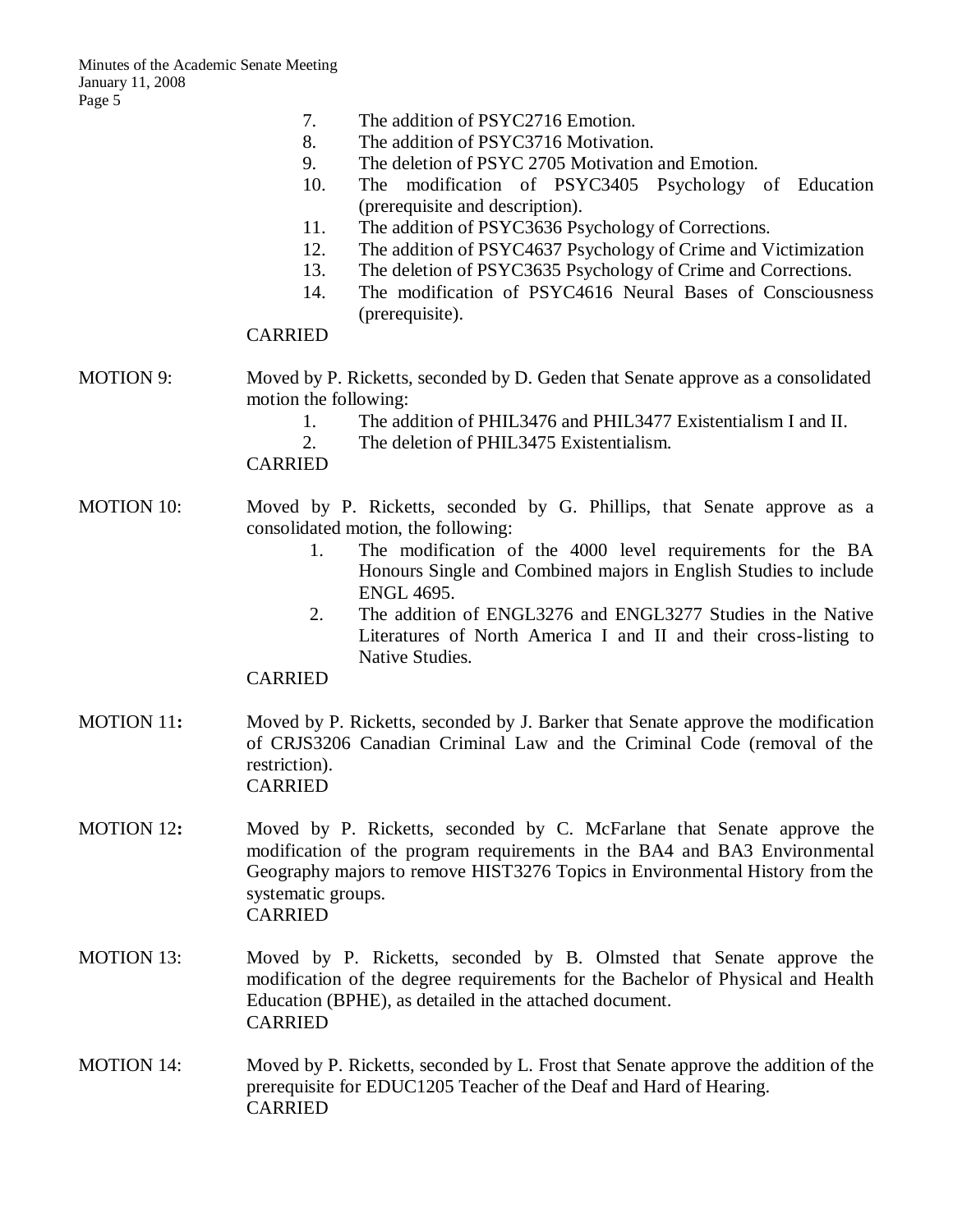7. The addition of PSYC2716 Emotion.
8. The addition of PSYC3716 Motivation.
9. The deletion of PSYC 2705 Motivation and Emotion.
10. The modification of PSYC3405 Psychology of Education (prerequisite and description).
11. The addition of PSYC3636 Psychology of Corrections.
12. The addition of PSYC4637 Psychology of Crime and Victimization
13. The deletion of PSYC3635 Psychology of Crime and Corrections.
14. The modification of PSYC4616 Neural Bases of Consciousness (prerequisite).

CARRIED

MOTION 9: Moved by P. Ricketts, seconded by D. Geden that Senate approve as a consolidated motion the following:

1. The addition of PHIL3476 and PHIL3477 Existentialism I and II.
2. The deletion of PHIL3475 Existentialism.

CARRIED

MOTION 10: Moved by P. Ricketts, seconded by G. Phillips, that Senate approve as a consolidated motion, the following:

1. The modification of the 4000 level requirements for the BA Honours Single and Combined majors in English Studies to include ENGL 4695.
2. The addition of ENGL3276 and ENGL3277 Studies in the Native Literatures of North America I and II and their cross-listing to Native Studies.

CARRIED

**MOTION 11:** Moved by P. Ricketts, seconded by J. Barker that Senate approve the modification of CRJS3206 Canadian Criminal Law and the Criminal Code (removal of the restriction).
CARRIED

**MOTION 12:** Moved by P. Ricketts, seconded by C. McFarlane that Senate approve the modification of the program requirements in the BA4 and BA3 Environmental Geography majors to remove HIST3276 Topics in Environmental History from the systematic groups.
CARRIED

MOTION 13: Moved by P. Ricketts, seconded by B. Olmsted that Senate approve the modification of the degree requirements for the Bachelor of Physical and Health Education (BPHE), as detailed in the attached document.
CARRIED

MOTION 14: Moved by P. Ricketts, seconded by L. Frost that Senate approve the addition of the prerequisite for EDUC1205 Teacher of the Deaf and Hard of Hearing.
CARRIED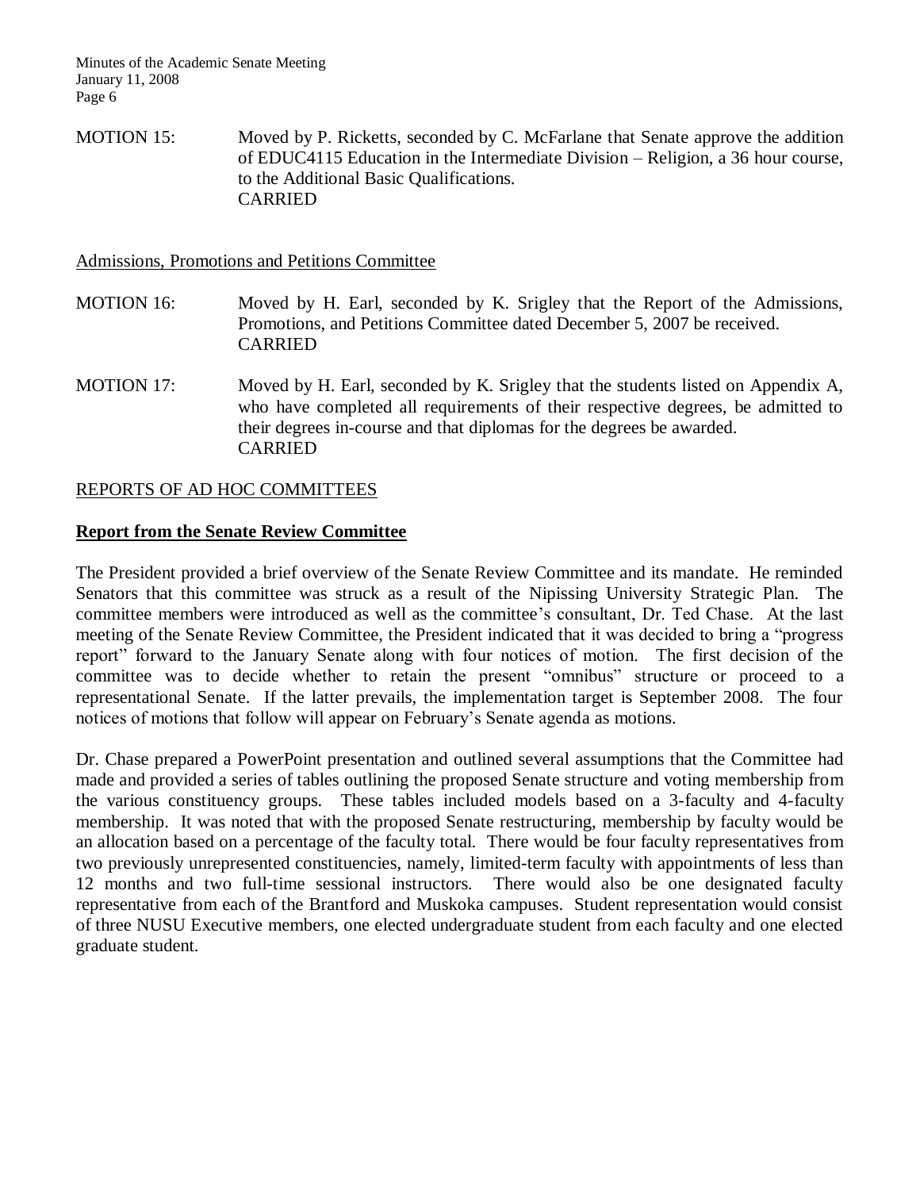MOTION 15: Moved by P. Ricketts, seconded by C. McFarlane that Senate approve the addition of EDUC4115 Education in the Intermediate Division – Religion, a 36 hour course, to the Additional Basic Qualifications.
CARRIED

Admissions, Promotions and Petitions Committee

MOTION 16: Moved by H. Earl, seconded by K. Srigley that the Report of the Admissions, Promotions, and Petitions Committee dated December 5, 2007 be received.
CARRIED

MOTION 17: Moved by H. Earl, seconded by K. Srigley that the students listed on Appendix A, who have completed all requirements of their respective degrees, be admitted to their degrees in-course and that diplomas for the degrees be awarded.
CARRIED

REPORTS OF AD HOC COMMITTEES

**Report from the Senate Review Committee**

The President provided a brief overview of the Senate Review Committee and its mandate. He reminded Senators that this committee was struck as a result of the Nipissing University Strategic Plan. The committee members were introduced as well as the committee's consultant, Dr. Ted Chase. At the last meeting of the Senate Review Committee, the President indicated that it was decided to bring a "progress report" forward to the January Senate along with four notices of motion. The first decision of the committee was to decide whether to retain the present "omnibus" structure or proceed to a representational Senate. If the latter prevails, the implementation target is September 2008. The four notices of motions that follow will appear on February's Senate agenda as motions.

Dr. Chase prepared a PowerPoint presentation and outlined several assumptions that the Committee had made and provided a series of tables outlining the proposed Senate structure and voting membership from the various constituency groups. These tables included models based on a 3-faculty and 4-faculty membership. It was noted that with the proposed Senate restructuring, membership by faculty would be an allocation based on a percentage of the faculty total. There would be four faculty representatives from two previously unrepresented constituencies, namely, limited-term faculty with appointments of less than 12 months and two full-time sessional instructors. There would also be one designated faculty representative from each of the Brantford and Muskoka campuses. Student representation would consist of three NUSU Executive members, one elected undergraduate student from each faculty and one elected graduate student.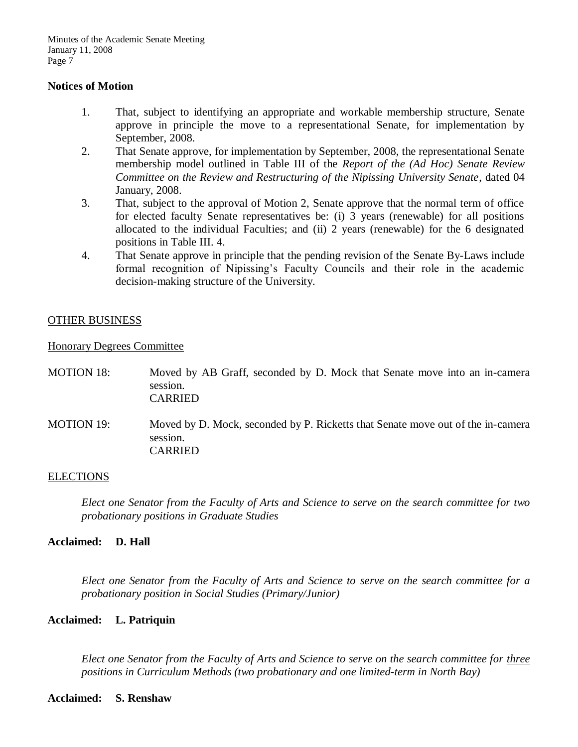## Notices of Motion

1. That, subject to identifying an appropriate and workable membership structure, Senate approve in principle the move to a representational Senate, for implementation by September, 2008.
2. That Senate approve, for implementation by September, 2008, the representational Senate membership model outlined in Table III of the *Report of the (Ad Hoc) Senate Review Committee on the Review and Restructuring of the Nipissing University Senate*, dated 04 January, 2008.
3. That, subject to the approval of Motion 2, Senate approve that the normal term of office for elected faculty Senate representatives be: (i) 3 years (renewable) for all positions allocated to the individual Faculties; and (ii) 2 years (renewable) for the 6 designated positions in Table III. 4.
4. That Senate approve in principle that the pending revision of the Senate By-Laws include formal recognition of Nipissing's Faculty Councils and their role in the academic decision-making structure of the University.

<u>OTHER BUSINESS</u>

<u>Honorary Degrees Committee</u>

MOTION 18: Moved by AB Graff, seconded by D. Mock that Senate move into an in-camera session.
CARRIED

MOTION 19: Moved by D. Mock, seconded by P. Ricketts that Senate move out of the in-camera session.
CARRIED

<u>ELECTIONS</u>

*Elect one Senator from the Faculty of Arts and Science to serve on the search committee for two probationary positions in Graduate Studies*

**Acclaimed: D. Hall**

*Elect one Senator from the Faculty of Arts and Science to serve on the search committee for a probationary position in Social Studies (Primary/Junior)*

**Acclaimed: L. Patriquin**

*Elect one Senator from the Faculty of Arts and Science to serve on the search committee for <u>three</u> positions in Curriculum Methods (two probationary and one limited-term in North Bay)*

**Acclaimed: S. Renshaw**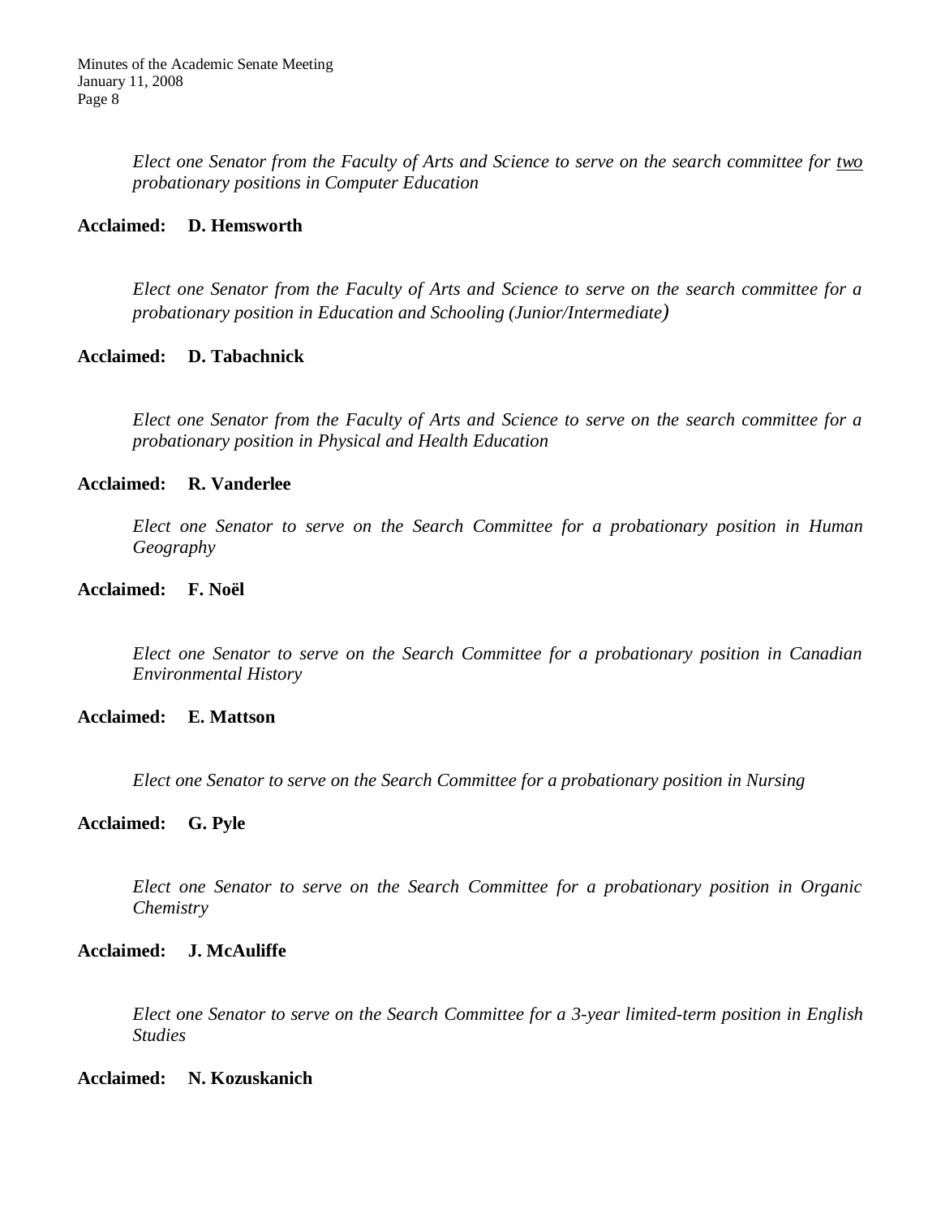*Elect one Senator from the Faculty of Arts and Science to serve on the search committee for <u>two</u> probationary positions in Computer Education*

**Acclaimed: D. Hemsworth**

*Elect one Senator from the Faculty of Arts and Science to serve on the search committee for a probationary position in Education and Schooling (Junior/Intermediate)*

**Acclaimed: D. Tabachnick**

*Elect one Senator from the Faculty of Arts and Science to serve on the search committee for a probationary position in Physical and Health Education*

**Acclaimed: R. Vanderlee**

*Elect one Senator to serve on the Search Committee for a probationary position in Human Geography*

**Acclaimed: F. Noël**

*Elect one Senator to serve on the Search Committee for a probationary position in Canadian Environmental History*

**Acclaimed: E. Mattson**

*Elect one Senator to serve on the Search Committee for a probationary position in Nursing*

**Acclaimed: G. Pyle**

*Elect one Senator to serve on the Search Committee for a probationary position in Organic Chemistry*

**Acclaimed: J. McAuliffe**

*Elect one Senator to serve on the Search Committee for a 3-year limited-term position in English Studies*

**Acclaimed: N. Kozuskanich**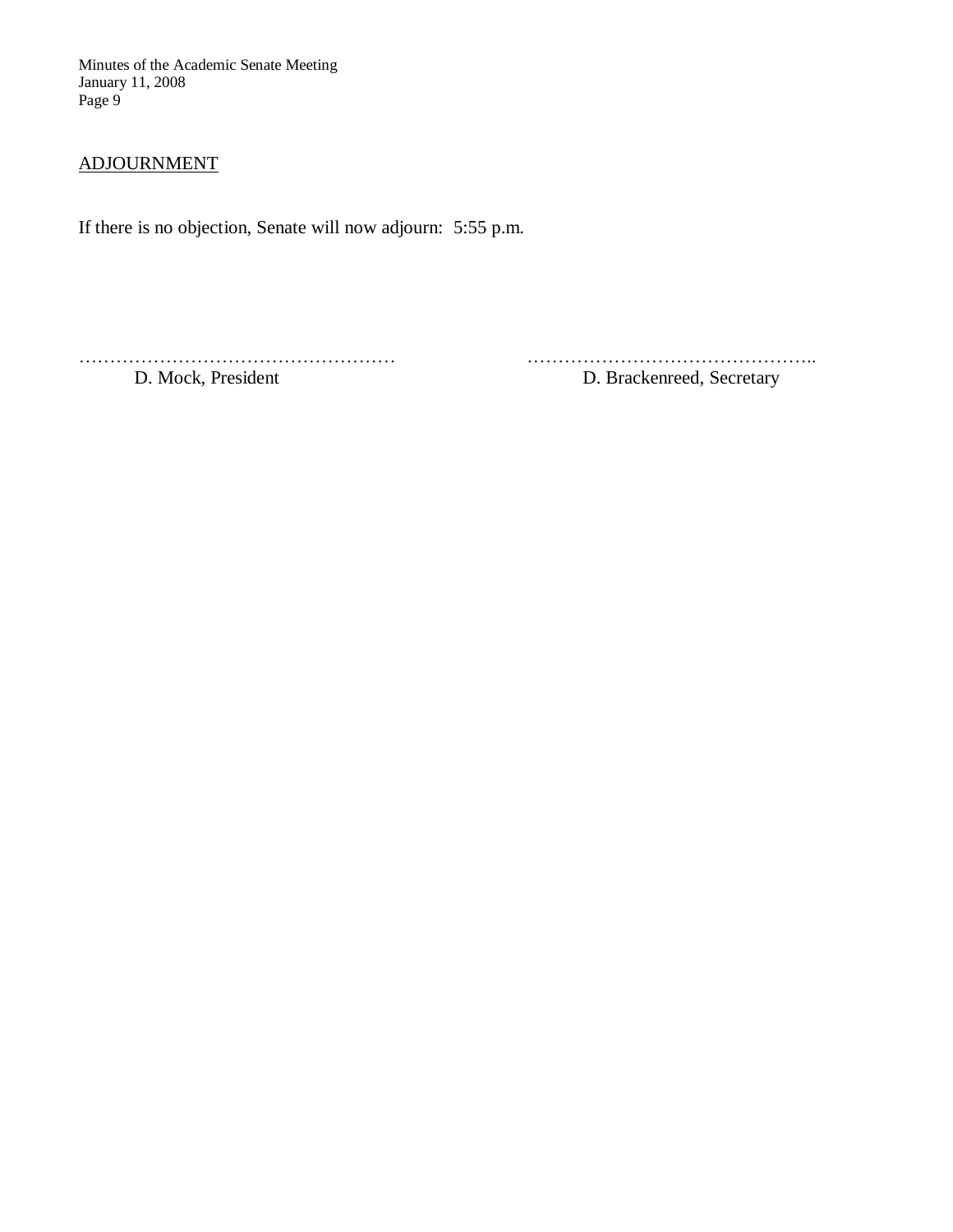## ADJOURNMENT

If there is no objection, Senate will now adjourn: 5:55 p.m.

| | |
|---|---|
| …………………………………………… | ……………………………………….. |
| D. Mock, President | D. Brackenreed, Secretary |